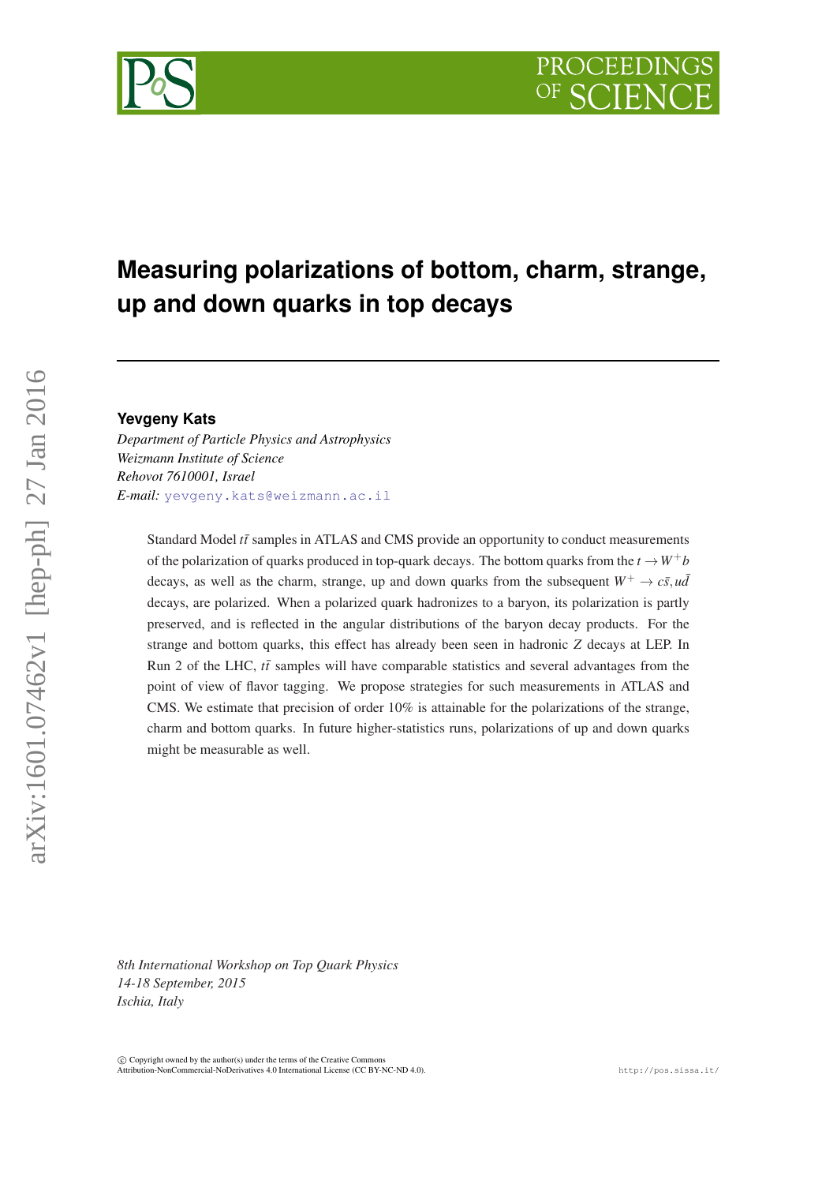# Measuring polarizations of bottom, charm, strange, up and down quarks in top decays

**Yevgeny Kats**

*Department of Particle Physics and Astrophysics*
*Weizmann Institute of Science*
*Rehovot 7610001, Israel*
*E-mail:* yevgeny.kats@weizmann.ac.il

Standard Model $t\bar{t}$ samples in ATLAS and CMS provide an opportunity to conduct measurements of the polarization of quarks produced in top-quark decays. The bottom quarks from the $t \to W^+ b$ decays, as well as the charm, strange, up and down quarks from the subsequent $W^+ \to c\bar{s}, u\bar{d}$ decays, are polarized. When a polarized quark hadronizes to a baryon, its polarization is partly preserved, and is reflected in the angular distributions of the baryon decay products. For the strange and bottom quarks, this effect has already been seen in hadronic $Z$ decays at LEP. In Run 2 of the LHC, $t\bar{t}$ samples will have comparable statistics and several advantages from the point of view of flavor tagging. We propose strategies for such measurements in ATLAS and CMS. We estimate that precision of order 10% is attainable for the polarizations of the strange, charm and bottom quarks. In future higher-statistics runs, polarizations of up and down quarks might be measurable as well.

*8th International Workshop on Top Quark Physics*
*14-18 September, 2015*
*Ischia, Italy*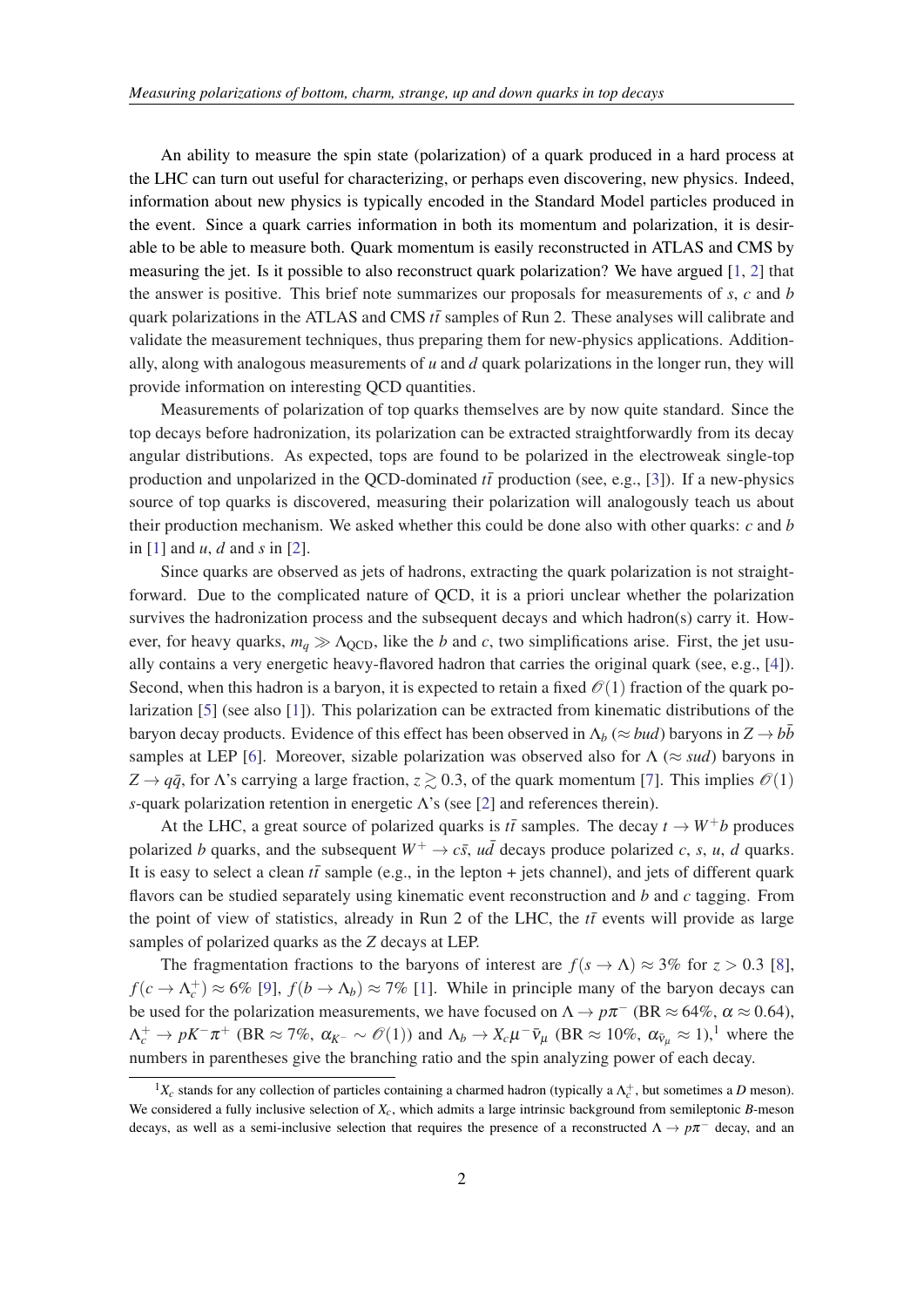An ability to measure the spin state (polarization) of a quark produced in a hard process at the LHC can turn out useful for characterizing, or perhaps even discovering, new physics. Indeed, information about new physics is typically encoded in the Standard Model particles produced in the event. Since a quark carries information in both its momentum and polarization, it is desirable to be able to measure both. Quark momentum is easily reconstructed in ATLAS and CMS by measuring the jet. Is it possible to also reconstruct quark polarization? We have argued [1, 2] that the answer is positive. This brief note summarizes our proposals for measurements of $s$, $c$ and $b$ quark polarizations in the ATLAS and CMS $t\bar{t}$ samples of Run 2. These analyses will calibrate and validate the measurement techniques, thus preparing them for new-physics applications. Additionally, along with analogous measurements of $u$ and $d$ quark polarizations in the longer run, they will provide information on interesting QCD quantities.

Measurements of polarization of top quarks themselves are by now quite standard. Since the top decays before hadronization, its polarization can be extracted straightforwardly from its decay angular distributions. As expected, tops are found to be polarized in the electroweak single-top production and unpolarized in the QCD-dominated $t\bar{t}$ production (see, e.g., [3]). If a new-physics source of top quarks is discovered, measuring their polarization will analogously teach us about their production mechanism. We asked whether this could be done also with other quarks: $c$ and $b$ in [1] and $u$, $d$ and $s$ in [2].

Since quarks are observed as jets of hadrons, extracting the quark polarization is not straightforward. Due to the complicated nature of QCD, it is a priori unclear whether the polarization survives the hadronization process and the subsequent decays and which hadron(s) carry it. However, for heavy quarks, $m_q \gg \Lambda_{\rm QCD}$, like the $b$ and $c$, two simplifications arise. First, the jet usually contains a very energetic heavy-flavored hadron that carries the original quark (see, e.g., [4]). Second, when this hadron is a baryon, it is expected to retain a fixed $\mathcal{O}(1)$ fraction of the quark polarization [5] (see also [1]). This polarization can be extracted from kinematic distributions of the baryon decay products. Evidence of this effect has been observed in $\Lambda_b$ ($\approx bud$) baryons in $Z \to b\bar{b}$ samples at LEP [6]. Moreover, sizable polarization was observed also for $\Lambda$ ($\approx sud$) baryons in $Z \to q\bar{q}$, for $\Lambda$'s carrying a large fraction, $z \gtrsim 0.3$, of the quark momentum [7]. This implies $\mathcal{O}(1)$ $s$-quark polarization retention in energetic $\Lambda$'s (see [2] and references therein).

At the LHC, a great source of polarized quarks is $t\bar{t}$ samples. The decay $t \to W^+ b$ produces polarized $b$ quarks, and the subsequent $W^+ \to c\bar{s}$, $u\bar{d}$ decays produce polarized $c$, $s$, $u$, $d$ quarks. It is easy to select a clean $t\bar{t}$ sample (e.g., in the lepton + jets channel), and jets of different quark flavors can be studied separately using kinematic event reconstruction and $b$ and $c$ tagging. From the point of view of statistics, already in Run 2 of the LHC, the $t\bar{t}$ events will provide as large samples of polarized quarks as the $Z$ decays at LEP.

The fragmentation fractions to the baryons of interest are $f(s \to \Lambda) \approx 3\%$ for $z > 0.3$ [8], $f(c \to \Lambda_c^+) \approx 6\%$ [9], $f(b \to \Lambda_b) \approx 7\%$ [1]. While in principle many of the baryon decays can be used for the polarization measurements, we have focused on $\Lambda \to p\pi^-$ (BR $\approx 64\%$, $\alpha \approx 0.64$), $\Lambda_c^+ \to pK^-\pi^+$ (BR $\approx 7\%$, $\alpha_{K^-} \sim \mathcal{O}(1)$) and $\Lambda_b \to X_c \mu^- \bar{\nu}_\mu$ (BR $\approx 10\%$, $\alpha_{\bar{\nu}_\mu} \approx 1$),[1] where the numbers in parentheses give the branching ratio and the spin analyzing power of each decay.

[1] $X_c$ stands for any collection of particles containing a charmed hadron (typically a $\Lambda_c^+$, but sometimes a $D$ meson). We considered a fully inclusive selection of $X_c$, which admits a large intrinsic background from semileptonic $B$-meson decays, as well as a semi-inclusive selection that requires the presence of a reconstructed $\Lambda \to p\pi^-$ decay, and an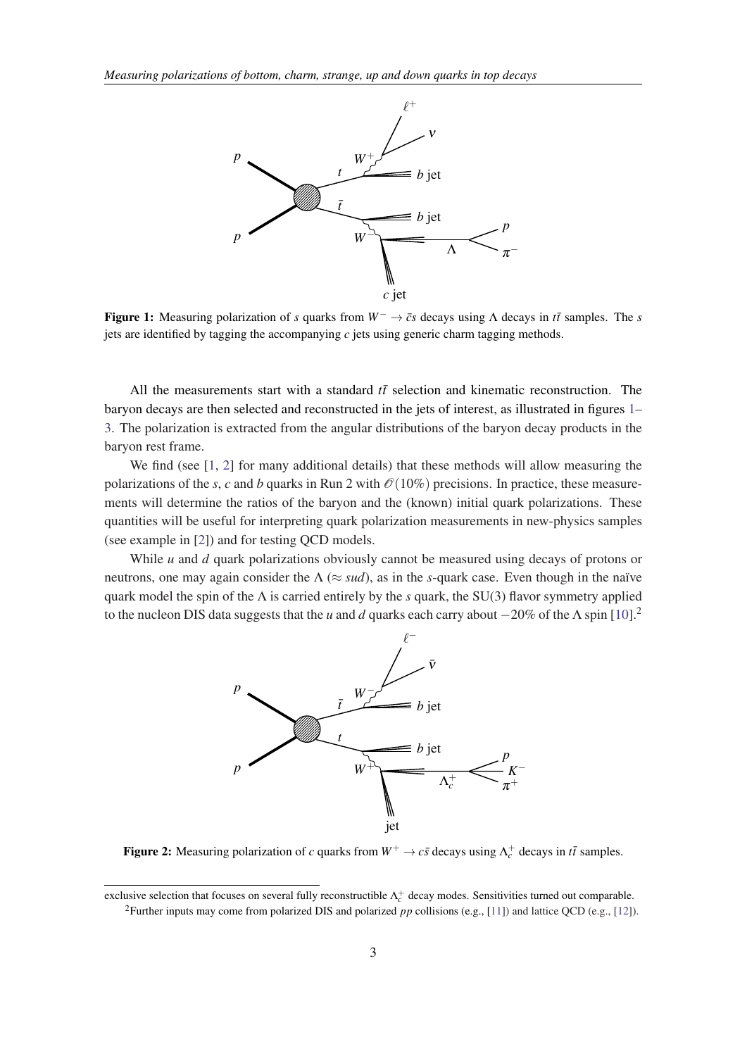**Figure 1:** Measuring polarization of $s$ quarks from $W^- \to \bar{c}s$ decays using $\Lambda$ decays in $t\bar{t}$ samples. The $s$ jets are identified by tagging the accompanying $c$ jets using generic charm tagging methods.

All the measurements start with a standard $t\bar{t}$ selection and kinematic reconstruction. The baryon decays are then selected and reconstructed in the jets of interest, as illustrated in figures 1–3. The polarization is extracted from the angular distributions of the baryon decay products in the baryon rest frame.

We find (see [1, 2] for many additional details) that these methods will allow measuring the polarizations of the $s$, $c$ and $b$ quarks in Run 2 with $\mathcal{O}(10\%)$ precisions. In practice, these measurements will determine the ratios of the baryon and the (known) initial quark polarizations. These quantities will be useful for interpreting quark polarization measurements in new-physics samples (see example in [2]) and for testing QCD models.

While $u$ and $d$ quark polarizations obviously cannot be measured using decays of protons or neutrons, one may again consider the $\Lambda$ ($\approx sud$), as in the $s$-quark case. Even though in the naïve quark model the spin of the $\Lambda$ is carried entirely by the $s$ quark, the SU(3) flavor symmetry applied to the nucleon DIS data suggests that the $u$ and $d$ quarks each carry about $-20\%$ of the $\Lambda$ spin [10].[2]

**Figure 2:** Measuring polarization of $c$ quarks from $W^+ \to c\bar{s}$ decays using $\Lambda_c^+$ decays in $t\bar{t}$ samples.

exclusive selection that focuses on several fully reconstructible $\Lambda_c^+$ decay modes. Sensitivities turned out comparable.

[2]Further inputs may come from polarized DIS and polarized $pp$ collisions (e.g., [11]) and lattice QCD (e.g., [12]).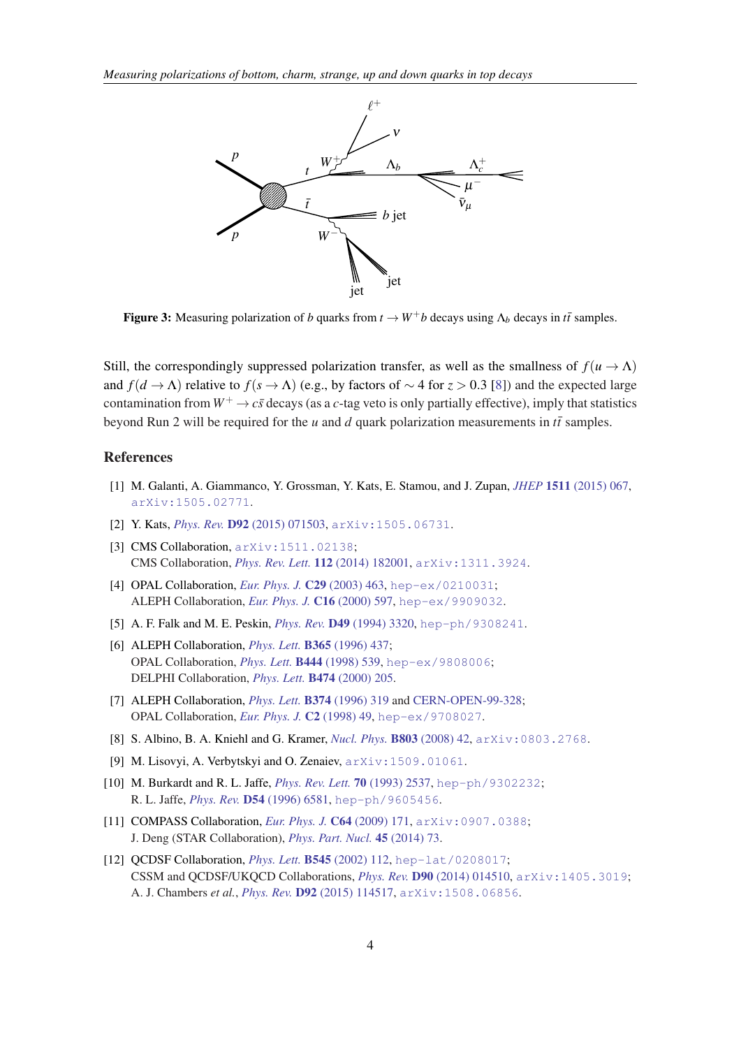$p$

$p$

$t$

$\bar{t}$

$W^+$

$W^-$

$\ell^+$

$\nu$

$\Lambda_b$

$\Lambda_c^+$

$\mu^-$

$\bar{\nu}_\mu$

$b$ jet

jet

jet

**Figure 3:** Measuring polarization of $b$ quarks from $t \to W^+ b$ decays using $\Lambda_b$ decays in $t\bar{t}$ samples.

Still, the correspondingly suppressed polarization transfer, as well as the smallness of $f(u \to \Lambda)$ and $f(d \to \Lambda)$ relative to $f(s \to \Lambda)$ (e.g., by factors of $\sim 4$ for $z > 0.3$ [8]) and the expected large contamination from $W^+ \to c\bar{s}$ decays (as a $c$-tag veto is only partially effective), imply that statistics beyond Run 2 will be required for the $u$ and $d$ quark polarization measurements in $t\bar{t}$ samples.

## References

[1] M. Galanti, A. Giammanco, Y. Grossman, Y. Kats, E. Stamou, and J. Zupan, *JHEP* **1511** (2015) 067, arXiv:1505.02771.

[2] Y. Kats, *Phys. Rev.* **D92** (2015) 071503, arXiv:1505.06731.

[3] CMS Collaboration, arXiv:1511.02138;
CMS Collaboration, *Phys. Rev. Lett.* **112** (2014) 182001, arXiv:1311.3924.

[4] OPAL Collaboration, *Eur. Phys. J.* **C29** (2003) 463, hep-ex/0210031;
ALEPH Collaboration, *Eur. Phys. J.* **C16** (2000) 597, hep-ex/9909032.

[5] A. F. Falk and M. E. Peskin, *Phys. Rev.* **D49** (1994) 3320, hep-ph/9308241.

[6] ALEPH Collaboration, *Phys. Lett.* **B365** (1996) 437;
OPAL Collaboration, *Phys. Lett.* **B444** (1998) 539, hep-ex/9808006;
DELPHI Collaboration, *Phys. Lett.* **B474** (2000) 205.

[7] ALEPH Collaboration, *Phys. Lett.* **B374** (1996) 319 and CERN-OPEN-99-328;
OPAL Collaboration, *Eur. Phys. J.* **C2** (1998) 49, hep-ex/9708027.

[8] S. Albino, B. A. Kniehl and G. Kramer, *Nucl. Phys.* **B803** (2008) 42, arXiv:0803.2768.

[9] M. Lisovyi, A. Verbytskyi and O. Zenaiev, arXiv:1509.01061.

[10] M. Burkardt and R. L. Jaffe, *Phys. Rev. Lett.* **70** (1993) 2537, hep-ph/9302232;
R. L. Jaffe, *Phys. Rev.* **D54** (1996) 6581, hep-ph/9605456.

[11] COMPASS Collaboration, *Eur. Phys. J.* **C64** (2009) 171, arXiv:0907.0388;
J. Deng (STAR Collaboration), *Phys. Part. Nucl.* **45** (2014) 73.

[12] QCDSF Collaboration, *Phys. Lett.* **B545** (2002) 112, hep-lat/0208017;
CSSM and QCDSF/UKQCD Collaborations, *Phys. Rev.* **D90** (2014) 014510, arXiv:1405.3019;
A. J. Chambers *et al.*, *Phys. Rev.* **D92** (2015) 114517, arXiv:1508.06856.